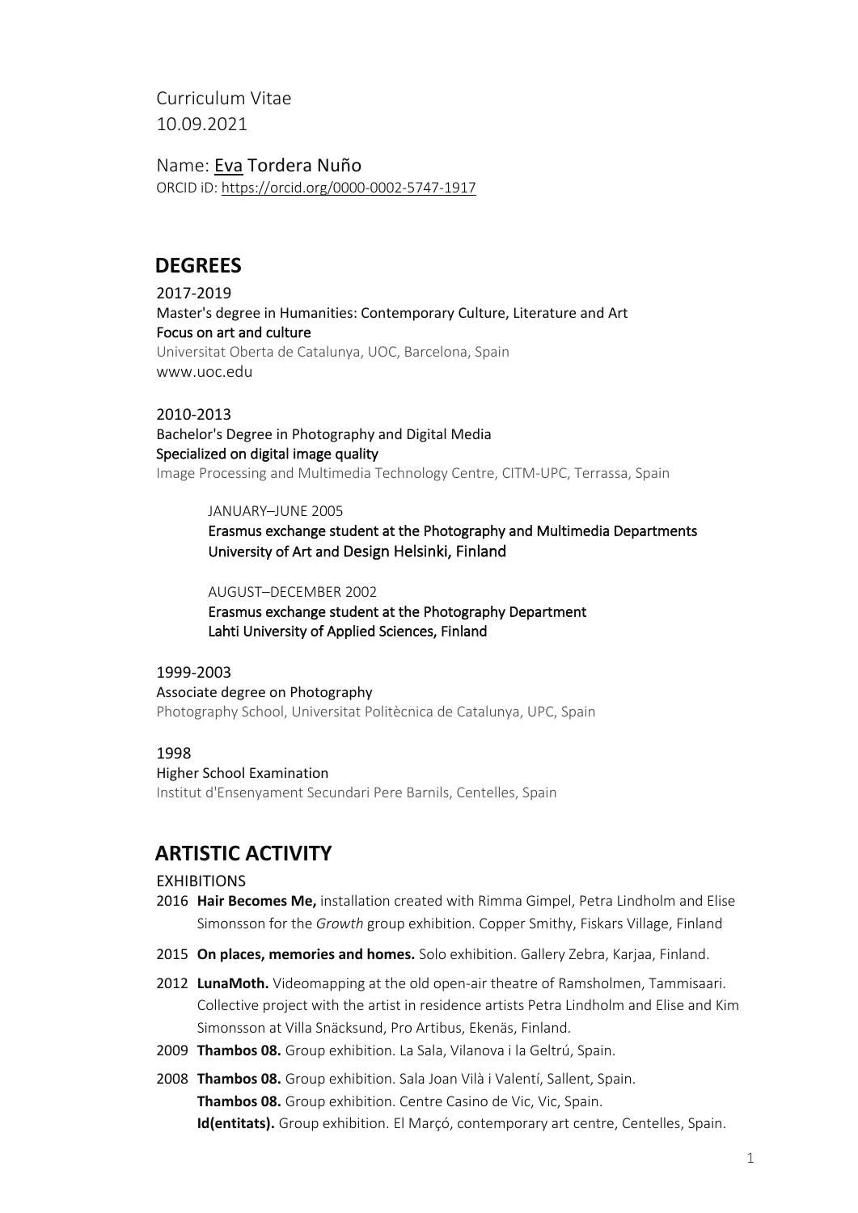Curriculum Vitae
10.09.2021

Name: Eva Tordera Nuño
ORCID iD: https://orcid.org/0000-0002-5747-1917

## DEGREES

2017-2019
Master's degree in Humanities: Contemporary Culture, Literature and Art
Focus on art and culture
Universitat Oberta de Catalunya, UOC, Barcelona, Spain
www.uoc.edu

2010-2013
Bachelor's Degree in Photography and Digital Media
Specialized on digital image quality
Image Processing and Multimedia Technology Centre, CITM-UPC, Terrassa, Spain

JANUARY–JUNE 2005
Erasmus exchange student at the Photography and Multimedia Departments
University of Art and Design Helsinki, Finland

AUGUST–DECEMBER 2002
Erasmus exchange student at the Photography Department
Lahti University of Applied Sciences, Finland

1999-2003
Associate degree on Photography
Photography School, Universitat Politècnica de Catalunya, UPC, Spain

1998
Higher School Examination
Institut d'Ensenyament Secundari Pere Barnils, Centelles, Spain

## ARTISTIC ACTIVITY

EXHIBITIONS

2016 **Hair Becomes Me,** installation created with Rimma Gimpel, Petra Lindholm and Elise Simonsson for the *Growth* group exhibition. Copper Smithy, Fiskars Village, Finland

2015 **On places, memories and homes.** Solo exhibition. Gallery Zebra, Karjaa, Finland.

2012 **LunaMoth.** Videomapping at the old open-air theatre of Ramsholmen, Tammisaari. Collective project with the artist in residence artists Petra Lindholm and Elise and Kim Simonsson at Villa Snäcksund, Pro Artibus, Ekenäs, Finland.

2009 **Thambos 08.** Group exhibition. La Sala, Vilanova i la Geltrú, Spain.

2008 **Thambos 08.** Group exhibition. Sala Joan Vilà i Valentí, Sallent, Spain.
**Thambos 08.** Group exhibition. Centre Casino de Vic, Vic, Spain.
**Id(entitats).** Group exhibition. El Marçó, contemporary art centre, Centelles, Spain.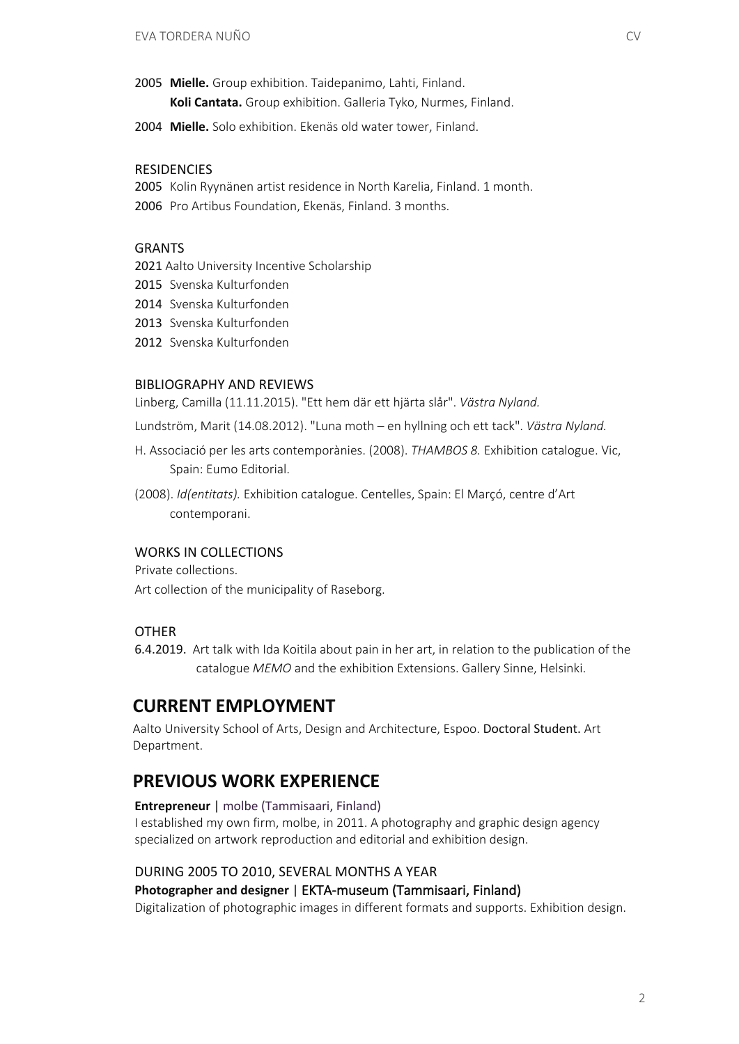2005 **Mielle.** Group exhibition. Taidepanimo, Lahti, Finland.
**Koli Cantata.** Group exhibition. Galleria Tyko, Nurmes, Finland.

2004 **Mielle.** Solo exhibition. Ekenäs old water tower, Finland.

### RESIDENCIES

2005 Kolin Ryynänen artist residence in North Karelia, Finland. 1 month.
2006 Pro Artibus Foundation, Ekenäs, Finland. 3 months.

### GRANTS

2021 Aalto University Incentive Scholarship
2015 Svenska Kulturfonden
2014 Svenska Kulturfonden
2013 Svenska Kulturfonden
2012 Svenska Kulturfonden

### BIBLIOGRAPHY AND REVIEWS

Linberg, Camilla (11.11.2015). "Ett hem där ett hjärta slår". *Västra Nyland.*

Lundström, Marit (14.08.2012). "Luna moth – en hyllning och ett tack". *Västra Nyland.*

H. Associació per les arts contemporànies. (2008). *THAMBOS 8.* Exhibition catalogue. Vic, Spain: Eumo Editorial.

(2008). *Id(entitats).* Exhibition catalogue. Centelles, Spain: El Marçó, centre d'Art contemporani.

### WORKS IN COLLECTIONS

Private collections.
Art collection of the municipality of Raseborg.

### OTHER

6.4.2019. Art talk with Ida Koitila about pain in her art, in relation to the publication of the catalogue *MEMO* and the exhibition Extensions. Gallery Sinne, Helsinki.

## CURRENT EMPLOYMENT

Aalto University School of Arts, Design and Architecture, Espoo. Doctoral Student. Art Department.

## PREVIOUS WORK EXPERIENCE

**Entrepreneur** | molbe (Tammisaari, Finland)
I established my own firm, molbe, in 2011. A photography and graphic design agency specialized on artwork reproduction and editorial and exhibition design.

DURING 2005 TO 2010, SEVERAL MONTHS A YEAR
**Photographer and designer** | EKTA-museum (Tammisaari, Finland)
Digitalization of photographic images in different formats and supports. Exhibition design.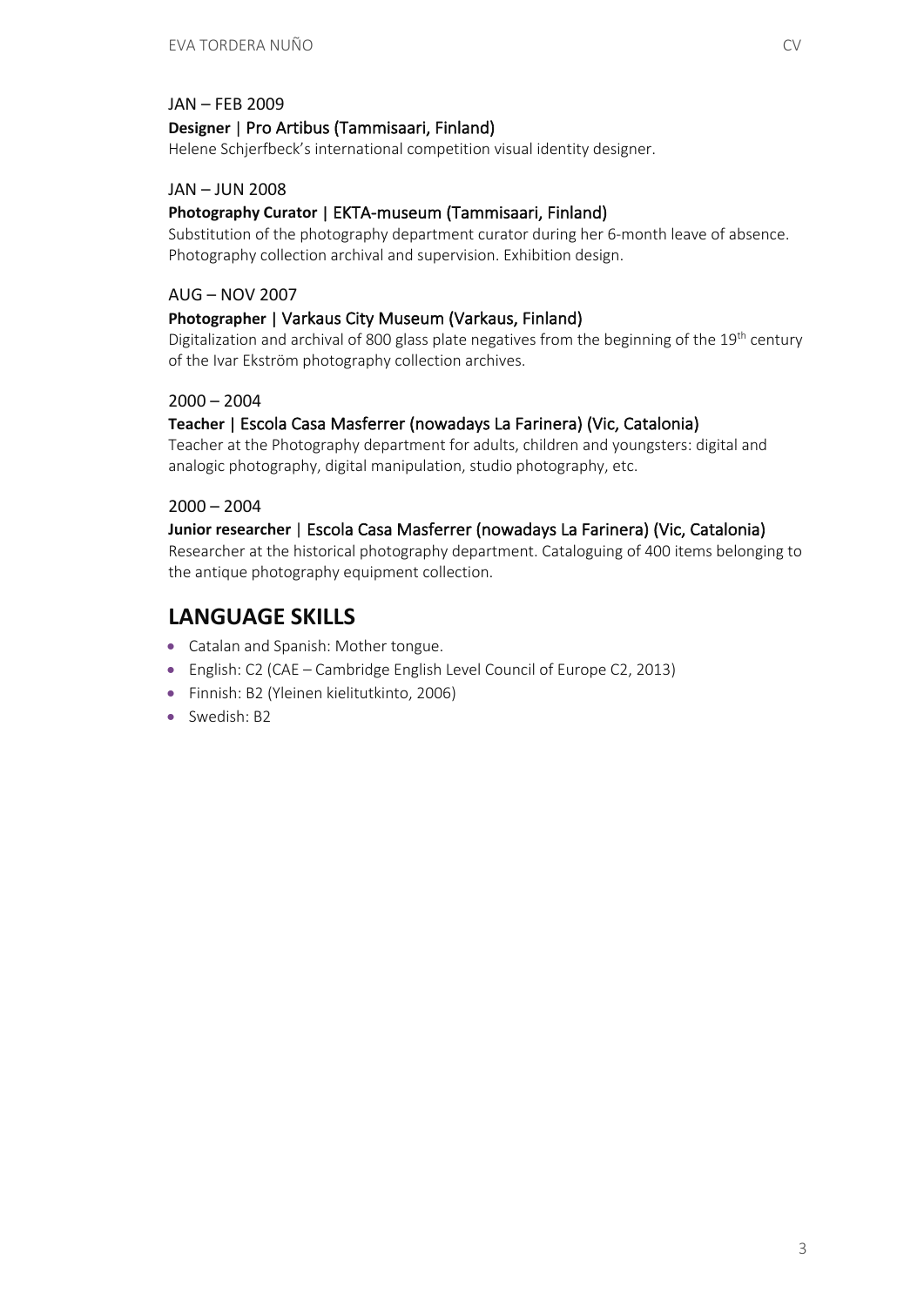JAN – FEB 2009

**Designer** | Pro Artibus (Tammisaari, Finland)

Helene Schjerfbeck's international competition visual identity designer.

JAN – JUN 2008

**Photography Curator** | EKTA-museum (Tammisaari, Finland)

Substitution of the photography department curator during her 6-month leave of absence. Photography collection archival and supervision. Exhibition design.

AUG – NOV 2007

**Photographer** | Varkaus City Museum (Varkaus, Finland)

Digitalization and archival of 800 glass plate negatives from the beginning of the 19th century of the Ivar Ekström photography collection archives.

2000 – 2004

**Teacher** | Escola Casa Masferrer (nowadays La Farinera) (Vic, Catalonia)

Teacher at the Photography department for adults, children and youngsters: digital and analogic photography, digital manipulation, studio photography, etc.

2000 – 2004

**Junior researcher** | Escola Casa Masferrer (nowadays La Farinera) (Vic, Catalonia)

Researcher at the historical photography department. Cataloguing of 400 items belonging to the antique photography equipment collection.

## LANGUAGE SKILLS

- Catalan and Spanish: Mother tongue.
- English: C2 (CAE – Cambridge English Level Council of Europe C2, 2013)
- Finnish: B2 (Yleinen kielitutkinto, 2006)
- Swedish: B2